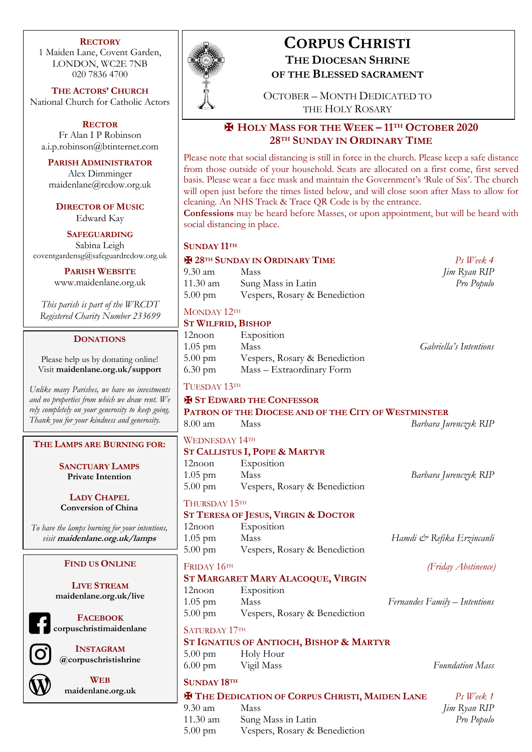# Corpus Christi

## The Diocesan Shrine of the Blessed Sacrament

October – Month Dedicated to the Holy Rosary

## ✠ Holy Mass for the Week – 11th October 2020
## 28th Sunday in Ordinary Time

Please note that social distancing is still in force in the church. Please keep a safe distance from those outside of your household. Seats are allocated on a first come, first served basis. Please wear a face mask and maintain the Government's 'Rule of Six'. The church will open just before the times listed below, and will close soon after Mass to allow for cleaning. An NHS Track & Trace QR Code is by the entrance.

**Confessions** may be heard before Masses, or upon appointment, but will be heard with social distancing in place.

**SUNDAY 11TH**

**✠ 28TH SUNDAY IN ORDINARY TIME** *Ps Week 4*

| | | |
|---|---|---|
| 9.30 am | Mass | *Jim Ryan RIP* |
| 11.30 am | Sung Mass in Latin | *Pro Populo* |
| 5.00 pm | Vespers, Rosary & Benediction | |

MONDAY 12TH

**ST WILFRID, BISHOP**

| | | |
|---|---|---|
| 12noon | Exposition | |
| 1.05 pm | Mass | *Gabriella's Intentions* |
| 5.00 pm | Vespers, Rosary & Benediction | |
| 6.30 pm | Mass – Extraordinary Form | |

TUESDAY 13TH

**✠ ST EDWARD THE CONFESSOR**
**PATRON OF THE DIOCESE AND OF THE CITY OF WESTMINSTER**

| | | |
|---|---|---|
| 8.00 am | Mass | *Barbara Jurenczyk RIP* |

WEDNESDAY 14TH

**ST CALLISTUS I, POPE & MARTYR**

| | | |
|---|---|---|
| 12noon | Exposition | |
| 1.05 pm | Mass | *Barbara Jurenczyk RIP* |
| 5.00 pm | Vespers, Rosary & Benediction | |

THURSDAY 15TH

**ST TERESA OF JESUS, VIRGIN & DOCTOR**

| | | |
|---|---|---|
| 12noon | Exposition | |
| 1.05 pm | Mass | *Hamdi & Refika Erzincanli* |
| 5.00 pm | Vespers, Rosary & Benediction | |

FRIDAY 16TH *(Friday Abstinence)*

**ST MARGARET MARY ALACOQUE, VIRGIN**

| | | |
|---|---|---|
| 12noon | Exposition | |
| 1.05 pm | Mass | *Fernandes Family – Intentions* |
| 5.00 pm | Vespers, Rosary & Benediction | |

SATURDAY 17TH

**ST IGNATIUS OF ANTIOCH, BISHOP & MARTYR**

| | | |
|---|---|---|
| 5.00 pm | Holy Hour | |
| 6.00 pm | Vigil Mass | *Foundation Mass* |

**SUNDAY 18TH**

**✠ THE DEDICATION OF CORPUS CHRISTI, MAIDEN LANE** *Ps Week 1*

| | | |
|---|---|---|
| 9.30 am | Mass | *Jim Ryan RIP* |
| 11.30 am | Sung Mass in Latin | *Pro Populo* |
| 5.00 pm | Vespers, Rosary & Benediction | |

---

**RECTORY**
1 Maiden Lane, Covent Garden,
LONDON, WC2E 7NB
020 7836 4700

**THE ACTORS' CHURCH**
National Church for Catholic Actors

**RECTOR**
Fr Alan I P Robinson
a.i.p.robinson@btinternet.com

**PARISH ADMINISTRATOR**
Alex Dimminger
maidenlane@rcdow.org.uk

**DIRECTOR OF MUSIC**
Edward Kay

**SAFEGUARDING**
Sabina Leigh
coventgardensg@safeguardrcdow.org.uk

**PARISH WEBSITE**
www.maidenlane.org.uk

*This parish is part of the WRCDT*
*Registered Charity Number 233699*

**DONATIONS**

Please help us by donating online!
Visit **maidenlane.org.uk/support**

*Unlike many Parishes, we have no investments and no properties from which we draw rent. We rely completely on your generosity to keep going. Thank you for your kindness and generosity.*

**THE LAMPS ARE BURNING FOR:**

**SANCTUARY LAMPS**
**Private Intention**

**LADY CHAPEL**
**Conversion of China**

*To have the lamps burning for your intentions, visit* ***maidenlane.org.uk/lamps***

**FIND US ONLINE**

**LIVE STREAM**
**maidenlane.org.uk/live**

**FACEBOOK**
**corpuschristimaidenlane**

**INSTAGRAM**
**@corpuschristishrine**

**WEB**
**maidenlane.org.uk**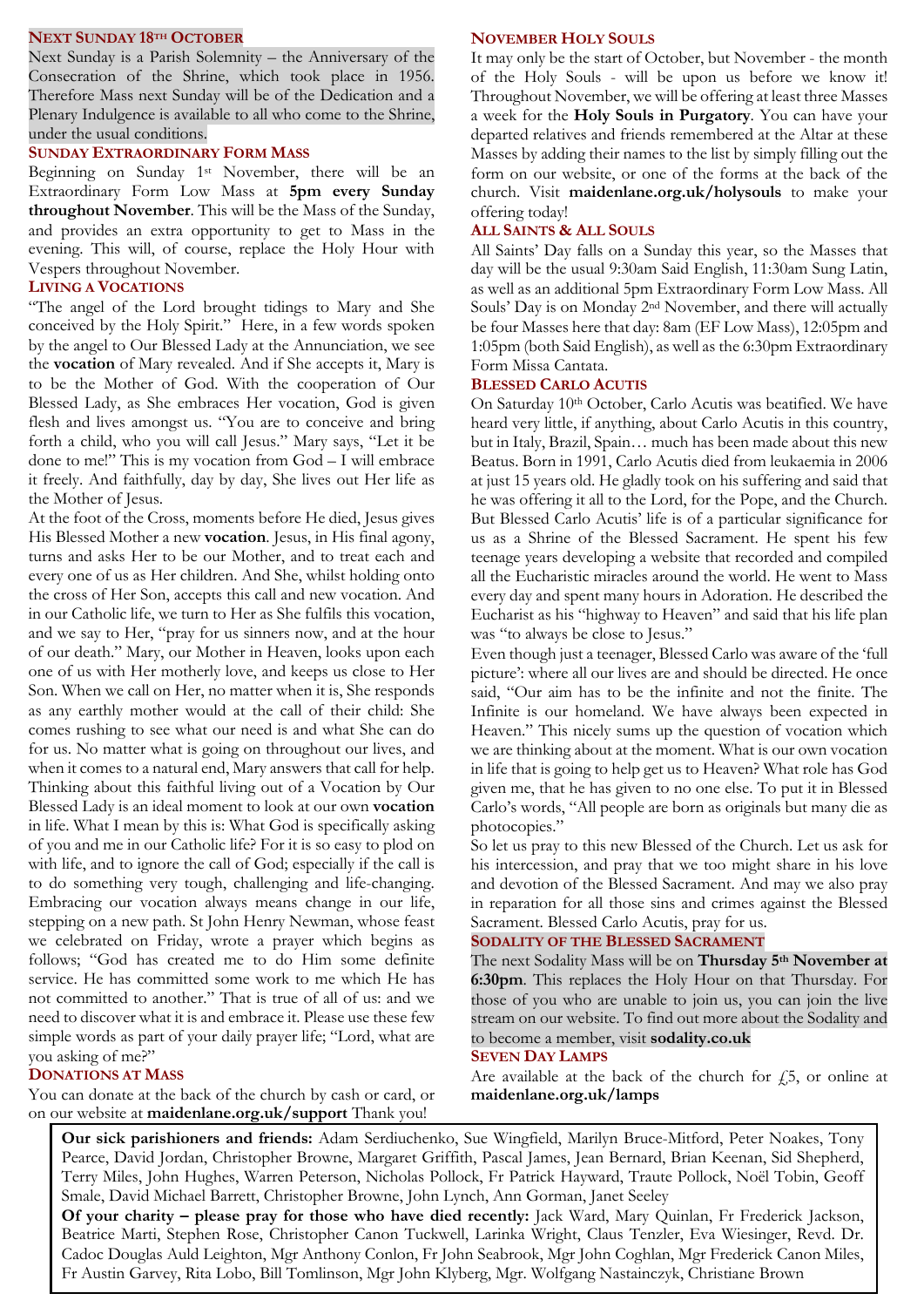## Next Sunday 18th October

Next Sunday is a Parish Solemnity – the Anniversary of the Consecration of the Shrine, which took place in 1956. Therefore Mass next Sunday will be of the Dedication and a Plenary Indulgence is available to all who come to the Shrine, under the usual conditions.

## Sunday Extraordinary Form Mass

Beginning on Sunday 1st November, there will be an Extraordinary Form Low Mass at **5pm every Sunday throughout November**. This will be the Mass of the Sunday, and provides an extra opportunity to get to Mass in the evening. This will, of course, replace the Holy Hour with Vespers throughout November.

## Living a Vocations

"The angel of the Lord brought tidings to Mary and She conceived by the Holy Spirit." Here, in a few words spoken by the angel to Our Blessed Lady at the Annunciation, we see the **vocation** of Mary revealed. And if She accepts it, Mary is to be the Mother of God. With the cooperation of Our Blessed Lady, as She embraces Her vocation, God is given flesh and lives amongst us. "You are to conceive and bring forth a child, who you will call Jesus." Mary says, "Let it be done to me!" This is my vocation from God – I will embrace it freely. And faithfully, day by day, She lives out Her life as the Mother of Jesus.

At the foot of the Cross, moments before He died, Jesus gives His Blessed Mother a new **vocation**. Jesus, in His final agony, turns and asks Her to be our Mother, and to treat each and every one of us as Her children. And She, whilst holding onto the cross of Her Son, accepts this call and new vocation. And in our Catholic life, we turn to Her as She fulfils this vocation, and we say to Her, "pray for us sinners now, and at the hour of our death." Mary, our Mother in Heaven, looks upon each one of us with Her motherly love, and keeps us close to Her Son. When we call on Her, no matter when it is, She responds as any earthly mother would at the call of their child: She comes rushing to see what our need is and what She can do for us. No matter what is going on throughout our lives, and when it comes to a natural end, Mary answers that call for help. Thinking about this faithful living out of a Vocation by Our Blessed Lady is an ideal moment to look at our own **vocation** in life. What I mean by this is: What God is specifically asking of you and me in our Catholic life? For it is so easy to plod on with life, and to ignore the call of God; especially if the call is to do something very tough, challenging and life-changing. Embracing our vocation always means change in our life, stepping on a new path. St John Henry Newman, whose feast we celebrated on Friday, wrote a prayer which begins as follows; "God has created me to do Him some definite service. He has committed some work to me which He has not committed to another." That is true of all of us: and we need to discover what it is and embrace it. Please use these few simple words as part of your daily prayer life; "Lord, what are you asking of me?"

## Donations at Mass

You can donate at the back of the church by cash or card, or on our website at **maidenlane.org.uk/support** Thank you!

## November Holy Souls

It may only be the start of October, but November - the month of the Holy Souls - will be upon us before we know it! Throughout November, we will be offering at least three Masses a week for the **Holy Souls in Purgatory**. You can have your departed relatives and friends remembered at the Altar at these Masses by adding their names to the list by simply filling out the form on our website, or one of the forms at the back of the church. Visit **maidenlane.org.uk/holysouls** to make your offering today!

## All Saints & All Souls

All Saints' Day falls on a Sunday this year, so the Masses that day will be the usual 9:30am Said English, 11:30am Sung Latin, as well as an additional 5pm Extraordinary Form Low Mass. All Souls' Day is on Monday 2nd November, and there will actually be four Masses here that day: 8am (EF Low Mass), 12:05pm and 1:05pm (both Said English), as well as the 6:30pm Extraordinary Form Missa Cantata.

## Blessed Carlo Acutis

On Saturday 10th October, Carlo Acutis was beatified. We have heard very little, if anything, about Carlo Acutis in this country, but in Italy, Brazil, Spain… much has been made about this new Beatus. Born in 1991, Carlo Acutis died from leukaemia in 2006 at just 15 years old. He gladly took on his suffering and said that he was offering it all to the Lord, for the Pope, and the Church. But Blessed Carlo Acutis' life is of a particular significance for us as a Shrine of the Blessed Sacrament. He spent his few teenage years developing a website that recorded and compiled all the Eucharistic miracles around the world. He went to Mass every day and spent many hours in Adoration. He described the Eucharist as his "highway to Heaven" and said that his life plan was "to always be close to Jesus."

Even though just a teenager, Blessed Carlo was aware of the 'full picture': where all our lives are and should be directed. He once said, "Our aim has to be the infinite and not the finite. The Infinite is our homeland. We have always been expected in Heaven." This nicely sums up the question of vocation which we are thinking about at the moment. What is our own vocation in life that is going to help get us to Heaven? What role has God given me, that he has given to no one else. To put it in Blessed Carlo's words, "All people are born as originals but many die as photocopies."

So let us pray to this new Blessed of the Church. Let us ask for his intercession, and pray that we too might share in his love and devotion of the Blessed Sacrament. And may we also pray in reparation for all those sins and crimes against the Blessed Sacrament. Blessed Carlo Acutis, pray for us.

## Sodality of the Blessed Sacrament

The next Sodality Mass will be on **Thursday 5th November at 6:30pm**. This replaces the Holy Hour on that Thursday. For those of you who are unable to join us, you can join the live stream on our website. To find out more about the Sodality and to become a member, visit **sodality.co.uk**

## Seven Day Lamps

Are available at the back of the church for £5, or online at **maidenlane.org.uk/lamps**

**Our sick parishioners and friends:** Adam Serdiuchenko, Sue Wingfield, Marilyn Bruce-Mitford, Peter Noakes, Tony Pearce, David Jordan, Christopher Browne, Margaret Griffith, Pascal James, Jean Bernard, Brian Keenan, Sid Shepherd, Terry Miles, John Hughes, Warren Peterson, Nicholas Pollock, Fr Patrick Hayward, Traute Pollock, Noël Tobin, Geoff Smale, David Michael Barrett, Christopher Browne, John Lynch, Ann Gorman, Janet Seeley

**Of your charity – please pray for those who have died recently:** Jack Ward, Mary Quinlan, Fr Frederick Jackson, Beatrice Marti, Stephen Rose, Christopher Canon Tuckwell, Larinka Wright, Claus Tenzler, Eva Wiesinger, Revd. Dr. Cadoc Douglas Auld Leighton, Mgr Anthony Conlon, Fr John Seabrook, Mgr John Coghlan, Mgr Frederick Canon Miles, Fr Austin Garvey, Rita Lobo, Bill Tomlinson, Mgr John Klyberg, Mgr. Wolfgang Nastainczyk, Christiane Brown